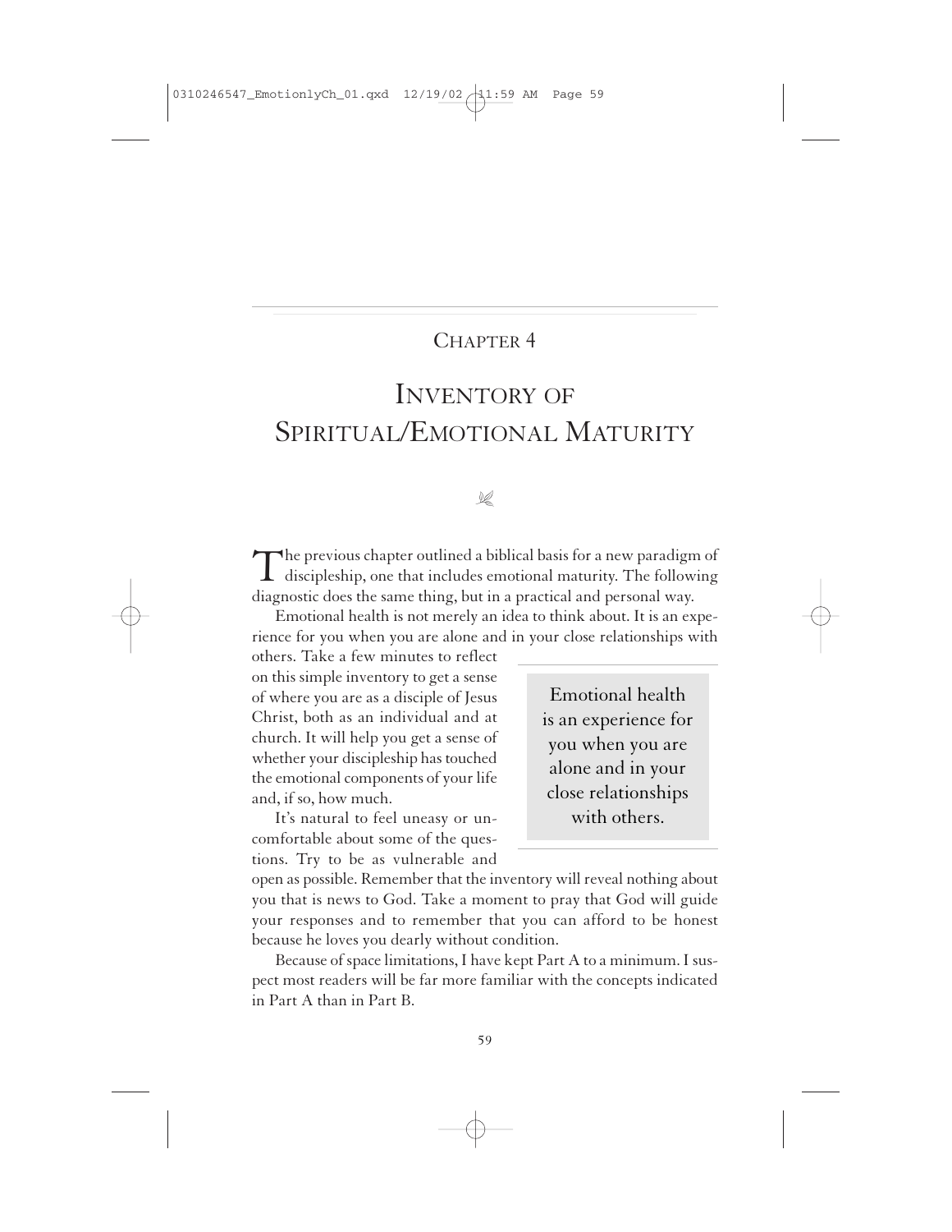# CHAPTER 4

# INVENTORY OF SPIRITUAL/EMOTIONAL MATURITY

The previous chapter outlined a biblical basis for a new paradigm of discipleship, one that includes emotional maturity. The following diagnostic does the same thing, but in a practical and personal way.

Emotional health is not merely an idea to think about. It is an experience for you when you are alone and in your close relationships with others. Take a few minutes to reflect on this simple inventory to get a sense of where you are as a disciple of Jesus Christ, both as an individual and at church. It will help you get a sense of whether your discipleship has touched the emotional components of your life and, if so, how much.

> Emotional health is an experience for you when you are alone and in your close relationships with others.

It's natural to feel uneasy or uncomfortable about some of the questions. Try to be as vulnerable and open as possible. Remember that the inventory will reveal nothing about you that is news to God. Take a moment to pray that God will guide your responses and to remember that you can afford to be honest because he loves you dearly without condition.

Because of space limitations, I have kept Part A to a minimum. I suspect most readers will be far more familiar with the concepts indicated in Part A than in Part B.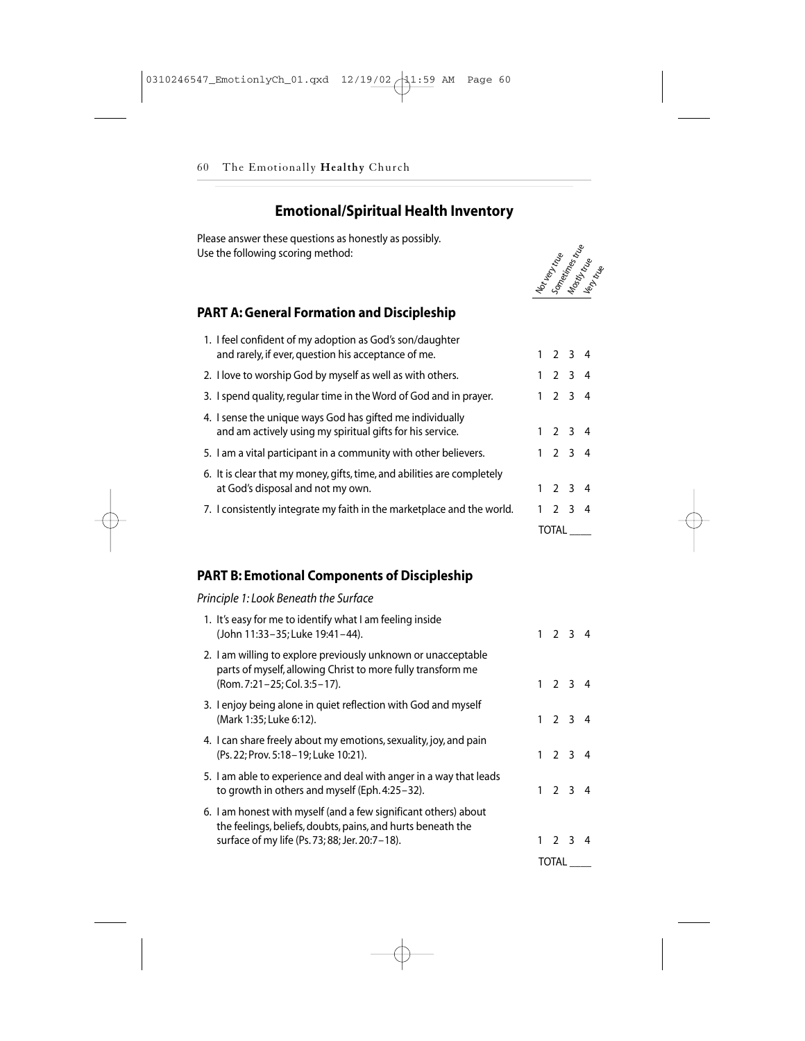## Emotional/Spiritual Health Inventory

Please answer these questions as honestly as possibly.
Use the following scoring method:

| | Not very true | Sometimes true | Mostly true | Very true |
|---|---|---|---|---|

### PART A: General Formation and Discipleship

| | | | | |
|---|---|---|---|---|
| 1. I feel confident of my adoption as God's son/daughter and rarely, if ever, question his acceptance of me. | 1 | 2 | 3 | 4 |
| 2. I love to worship God by myself as well as with others. | 1 | 2 | 3 | 4 |
| 3. I spend quality, regular time in the Word of God and in prayer. | 1 | 2 | 3 | 4 |
| 4. I sense the unique ways God has gifted me individually and am actively using my spiritual gifts for his service. | 1 | 2 | 3 | 4 |
| 5. I am a vital participant in a community with other believers. | 1 | 2 | 3 | 4 |
| 6. It is clear that my money, gifts, time, and abilities are completely at God's disposal and not my own. | 1 | 2 | 3 | 4 |
| 7. I consistently integrate my faith in the marketplace and the world. | 1 | 2 | 3 | 4 |
| | TOTAL ____ | | | |

### PART B: Emotional Components of Discipleship

*Principle 1: Look Beneath the Surface*

| | | | | |
|---|---|---|---|---|
| 1. It's easy for me to identify what I am feeling inside (John 11:33–35; Luke 19:41–44). | 1 | 2 | 3 | 4 |
| 2. I am willing to explore previously unknown or unacceptable parts of myself, allowing Christ to more fully transform me (Rom. 7:21–25; Col. 3:5–17). | 1 | 2 | 3 | 4 |
| 3. I enjoy being alone in quiet reflection with God and myself (Mark 1:35; Luke 6:12). | 1 | 2 | 3 | 4 |
| 4. I can share freely about my emotions, sexuality, joy, and pain (Ps. 22; Prov. 5:18–19; Luke 10:21). | 1 | 2 | 3 | 4 |
| 5. I am able to experience and deal with anger in a way that leads to growth in others and myself (Eph. 4:25–32). | 1 | 2 | 3 | 4 |
| 6. I am honest with myself (and a few significant others) about the feelings, beliefs, doubts, pains, and hurts beneath the surface of my life (Ps. 73; 88; Jer. 20:7–18). | 1 | 2 | 3 | 4 |
| | TOTAL ____ | | | |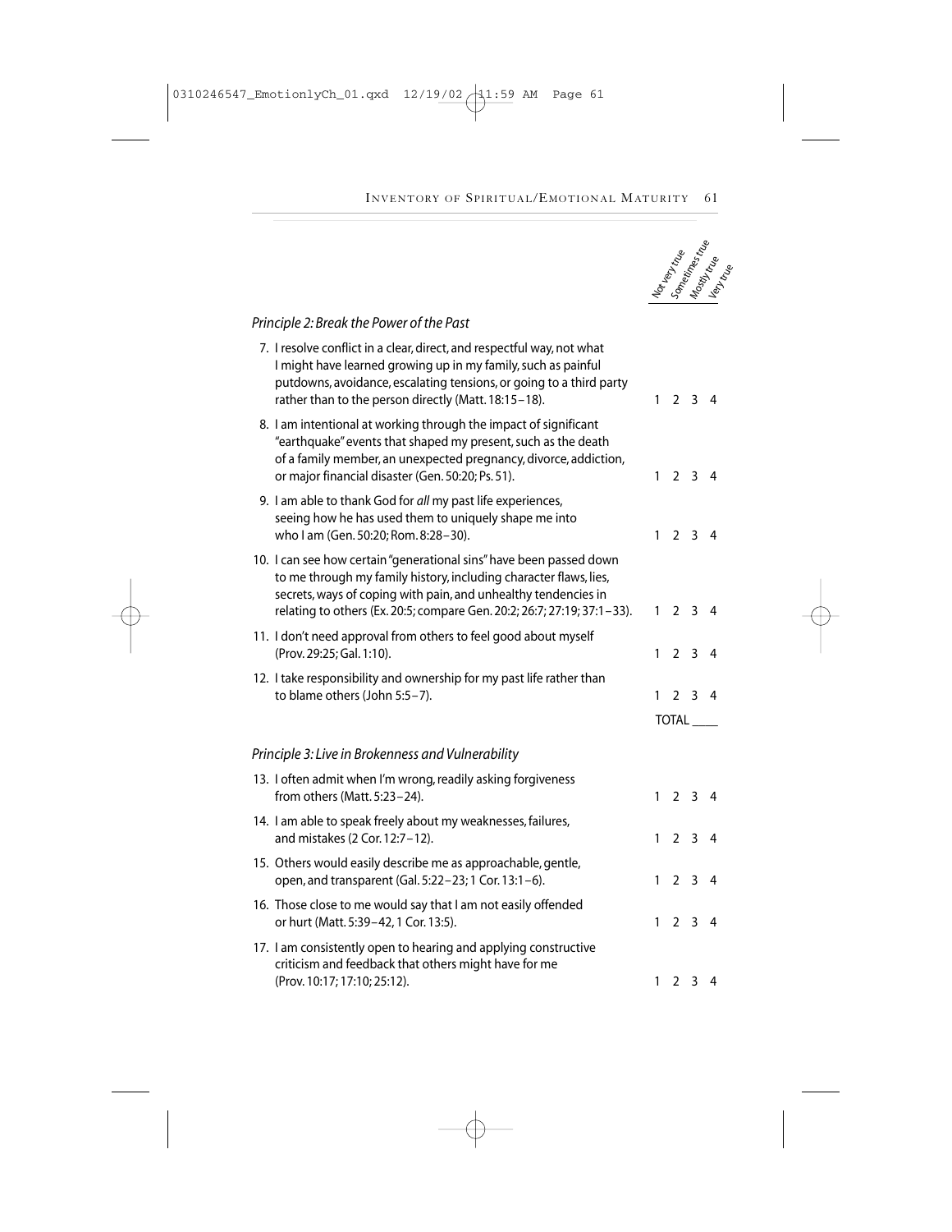| | Not very true | Sometimes true | Mostly true | Very true |
|---|---|---|---|---|
| ***Principle 2: Break the Power of the Past*** | | | | |
| 7. I resolve conflict in a clear, direct, and respectful way, not what I might have learned growing up in my family, such as painful putdowns, avoidance, escalating tensions, or going to a third party rather than to the person directly (Matt. 18:15–18). | 1 | 2 | 3 | 4 |
| 8. I am intentional at working through the impact of significant "earthquake" events that shaped my present, such as the death of a family member, an unexpected pregnancy, divorce, addiction, or major financial disaster (Gen. 50:20; Ps. 51). | 1 | 2 | 3 | 4 |
| 9. I am able to thank God for *all* my past life experiences, seeing how he has used them to uniquely shape me into who I am (Gen. 50:20; Rom. 8:28–30). | 1 | 2 | 3 | 4 |
| 10. I can see how certain "generational sins" have been passed down to me through my family history, including character flaws, lies, secrets, ways of coping with pain, and unhealthy tendencies in relating to others (Ex. 20:5; compare Gen. 20:2; 26:7; 27:19; 37:1–33). | 1 | 2 | 3 | 4 |
| 11. I don't need approval from others to feel good about myself (Prov. 29:25; Gal. 1:10). | 1 | 2 | 3 | 4 |
| 12. I take responsibility and ownership for my past life rather than to blame others (John 5:5–7). | 1 | 2 | 3 | 4 |
| | TOTAL ____ | | | |
| ***Principle 3: Live in Brokenness and Vulnerability*** | | | | |
| 13. I often admit when I'm wrong, readily asking forgiveness from others (Matt. 5:23–24). | 1 | 2 | 3 | 4 |
| 14. I am able to speak freely about my weaknesses, failures, and mistakes (2 Cor. 12:7–12). | 1 | 2 | 3 | 4 |
| 15. Others would easily describe me as approachable, gentle, open, and transparent (Gal. 5:22–23; 1 Cor. 13:1–6). | 1 | 2 | 3 | 4 |
| 16. Those close to me would say that I am not easily offended or hurt (Matt. 5:39–42, 1 Cor. 13:5). | 1 | 2 | 3 | 4 |
| 17. I am consistently open to hearing and applying constructive criticism and feedback that others might have for me (Prov. 10:17; 17:10; 25:12). | 1 | 2 | 3 | 4 |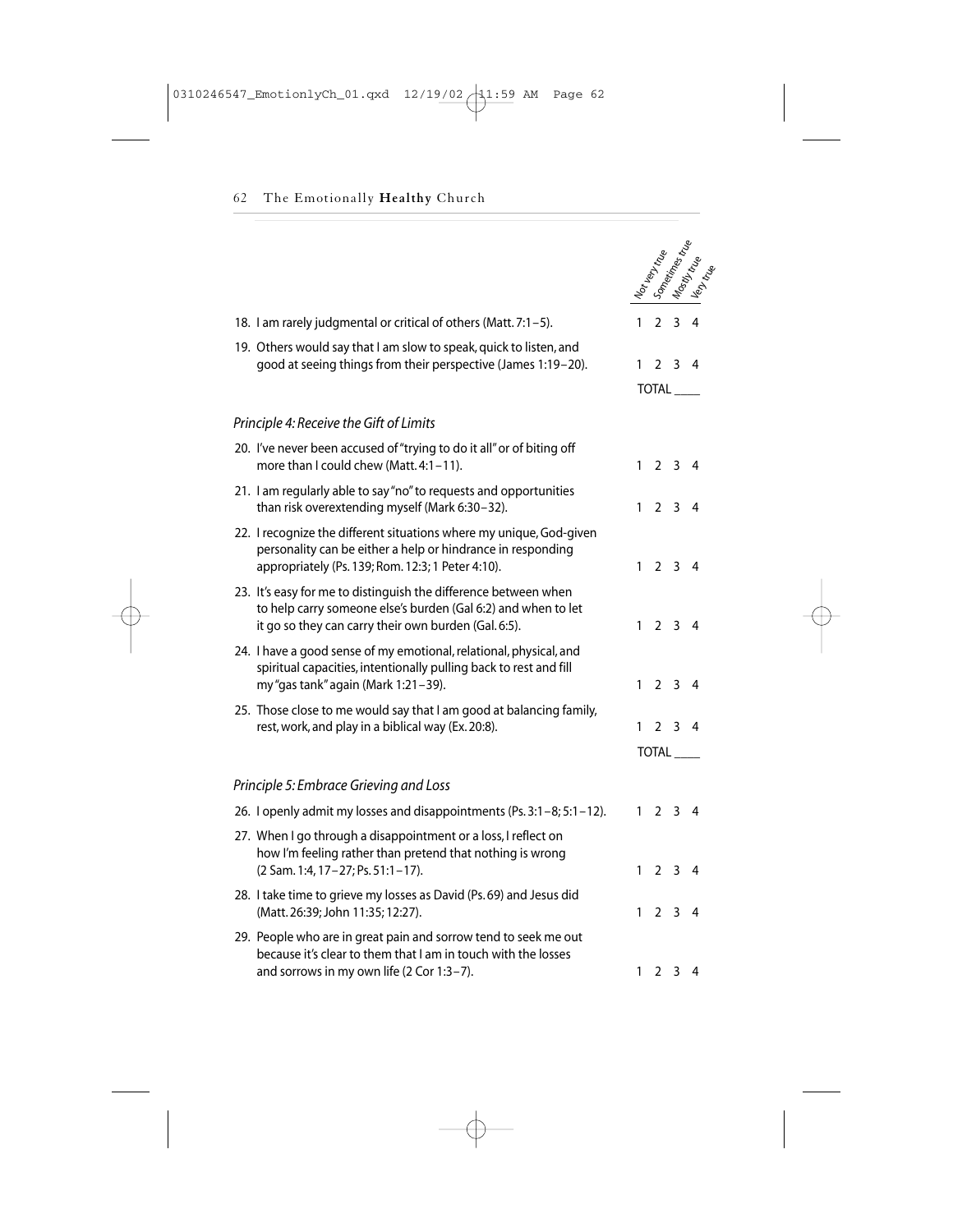| | Not very true | Sometimes true | Mostly true | Very true |
|---|---|---|---|---|
| 18. I am rarely judgmental or critical of others (Matt. 7:1–5). | 1 | 2 | 3 | 4 |
| 19. Others would say that I am slow to speak, quick to listen, and good at seeing things from their perspective (James 1:19–20). | 1 | 2 | 3 | 4 |
| | TOTAL ____ | | | |

*Principle 4: Receive the Gift of Limits*

| | | | | |
|---|---|---|---|---|
| 20. I've never been accused of "trying to do it all" or of biting off more than I could chew (Matt. 4:1–11). | 1 | 2 | 3 | 4 |
| 21. I am regularly able to say "no" to requests and opportunities than risk overextending myself (Mark 6:30–32). | 1 | 2 | 3 | 4 |
| 22. I recognize the different situations where my unique, God-given personality can be either a help or hindrance in responding appropriately (Ps. 139; Rom. 12:3; 1 Peter 4:10). | 1 | 2 | 3 | 4 |
| 23. It's easy for me to distinguish the difference between when to help carry someone else's burden (Gal 6:2) and when to let it go so they can carry their own burden (Gal. 6:5). | 1 | 2 | 3 | 4 |
| 24. I have a good sense of my emotional, relational, physical, and spiritual capacities, intentionally pulling back to rest and fill my "gas tank" again (Mark 1:21–39). | 1 | 2 | 3 | 4 |
| 25. Those close to me would say that I am good at balancing family, rest, work, and play in a biblical way (Ex. 20:8). | 1 | 2 | 3 | 4 |
| | TOTAL ____ | | | |

*Principle 5: Embrace Grieving and Loss*

| | | | | |
|---|---|---|---|---|
| 26. I openly admit my losses and disappointments (Ps. 3:1–8; 5:1–12). | 1 | 2 | 3 | 4 |
| 27. When I go through a disappointment or a loss, I reflect on how I'm feeling rather than pretend that nothing is wrong (2 Sam. 1:4, 17–27; Ps. 51:1–17). | 1 | 2 | 3 | 4 |
| 28. I take time to grieve my losses as David (Ps. 69) and Jesus did (Matt. 26:39; John 11:35; 12:27). | 1 | 2 | 3 | 4 |
| 29. People who are in great pain and sorrow tend to seek me out because it's clear to them that I am in touch with the losses and sorrows in my own life (2 Cor 1:3–7). | 1 | 2 | 3 | 4 |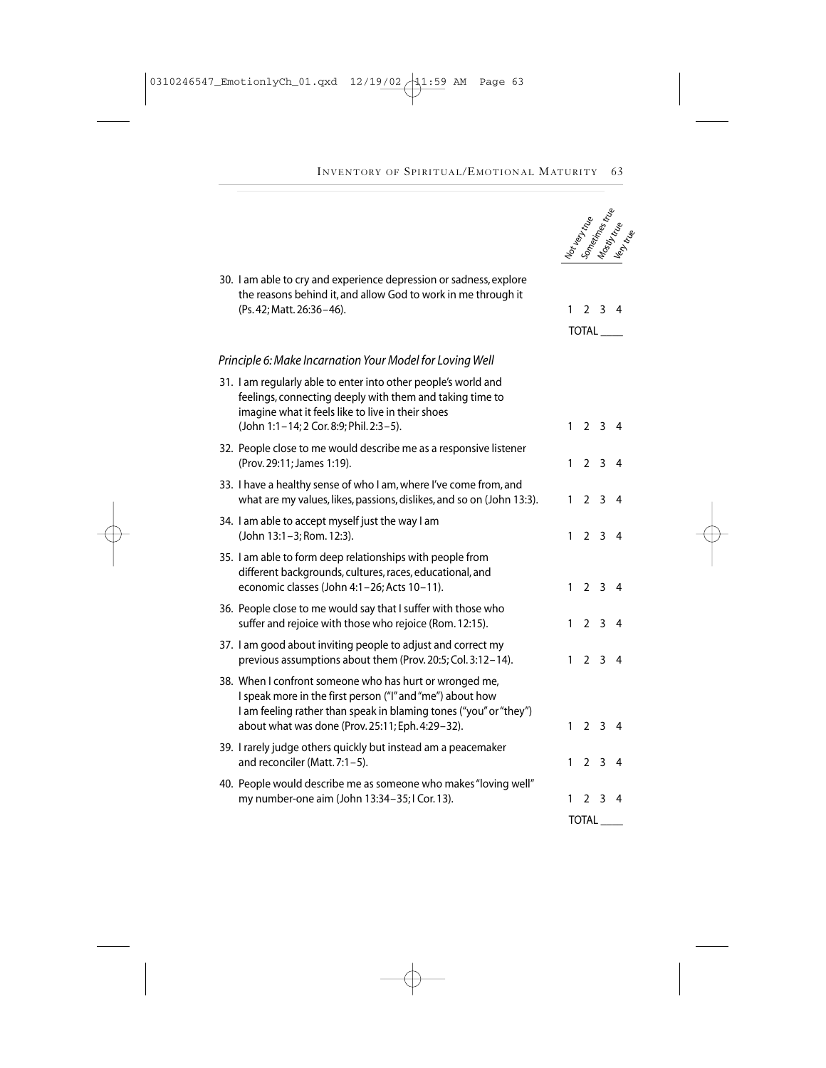| | Not very true | Sometimes true | Mostly true | Very true |
|---|---|---|---|---|
| 30. I am able to cry and experience depression or sadness, explore the reasons behind it, and allow God to work in me through it (Ps. 42; Matt. 26:36–46). | 1 | 2 | 3 | 4 |

TOTAL ____

*Principle 6: Make Incarnation Your Model for Loving Well*

| | Not very true | Sometimes true | Mostly true | Very true |
|---|---|---|---|---|
| 31. I am regularly able to enter into other people's world and feelings, connecting deeply with them and taking time to imagine what it feels like to live in their shoes (John 1:1–14; 2 Cor. 8:9; Phil. 2:3–5). | 1 | 2 | 3 | 4 |
| 32. People close to me would describe me as a responsive listener (Prov. 29:11; James 1:19). | 1 | 2 | 3 | 4 |
| 33. I have a healthy sense of who I am, where I've come from, and what are my values, likes, passions, dislikes, and so on (John 13:3). | 1 | 2 | 3 | 4 |
| 34. I am able to accept myself just the way I am (John 13:1–3; Rom. 12:3). | 1 | 2 | 3 | 4 |
| 35. I am able to form deep relationships with people from different backgrounds, cultures, races, educational, and economic classes (John 4:1–26; Acts 10–11). | 1 | 2 | 3 | 4 |
| 36. People close to me would say that I suffer with those who suffer and rejoice with those who rejoice (Rom. 12:15). | 1 | 2 | 3 | 4 |
| 37. I am good about inviting people to adjust and correct my previous assumptions about them (Prov. 20:5; Col. 3:12–14). | 1 | 2 | 3 | 4 |
| 38. When I confront someone who has hurt or wronged me, I speak more in the first person ("I" and "me") about how I am feeling rather than speak in blaming tones ("you" or "they") about what was done (Prov. 25:11; Eph. 4:29–32). | 1 | 2 | 3 | 4 |
| 39. I rarely judge others quickly but instead am a peacemaker and reconciler (Matt. 7:1–5). | 1 | 2 | 3 | 4 |
| 40. People would describe me as someone who makes "loving well" my number-one aim (John 13:34–35; I Cor. 13). | 1 | 2 | 3 | 4 |

TOTAL ____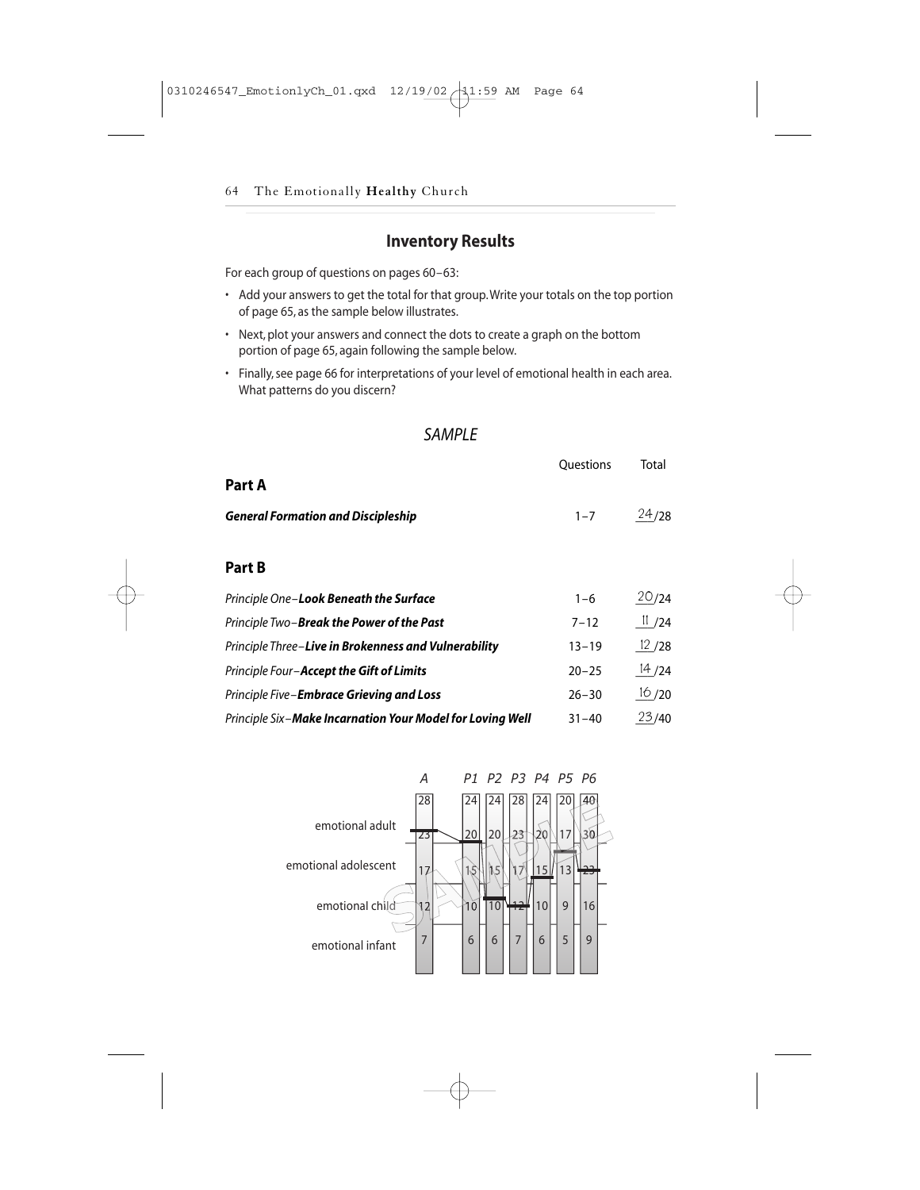## Inventory Results

For each group of questions on pages 60–63:

- Add your answers to get the total for that group. Write your totals on the top portion of page 65, as the sample below illustrates.
- Next, plot your answers and connect the dots to create a graph on the bottom portion of page 65, again following the sample below.
- Finally, see page 66 for interpretations of your level of emotional health in each area. What patterns do you discern?

### *SAMPLE*

| | Questions | Total |
|---|---|---|
| **Part A** | | |
| ***General Formation and Discipleship*** | 1–7 | 24/28 |
| **Part B** | | |
| *Principle One–**Look Beneath the Surface*** | 1–6 | 20/24 |
| *Principle Two–**Break the Power of the Past*** | 7–12 | 11/24 |
| *Principle Three–**Live in Brokenness and Vulnerability*** | 13–19 | 12/28 |
| *Principle Four–**Accept the Gift of Limits*** | 20–25 | 14/24 |
| *Principle Five–**Embrace Grieving and Loss*** | 26–30 | 16/20 |
| *Principle Six–**Make Incarnation Your Model for Loving Well*** | 31–40 | 23/40 |

| | A | P1 | P2 | P3 | P4 | P5 | P6 |
|---|---|---|---|---|---|---|---|
| | 28 | 24 | 24 | 28 | 24 | 20 | 40 |
| emotional adult | 23 | 20 | 20 | 23 | 20 | 17 | 30 |
| emotional adolescent | 17 | 15 | 15 | 17 | 15 | 13 | 23 |
| emotional child | 12 | 10 | 10 | 12 | 10 | 9 | 16 |
| emotional infant | 7 | 6 | 6 | 7 | 6 | 5 | 9 |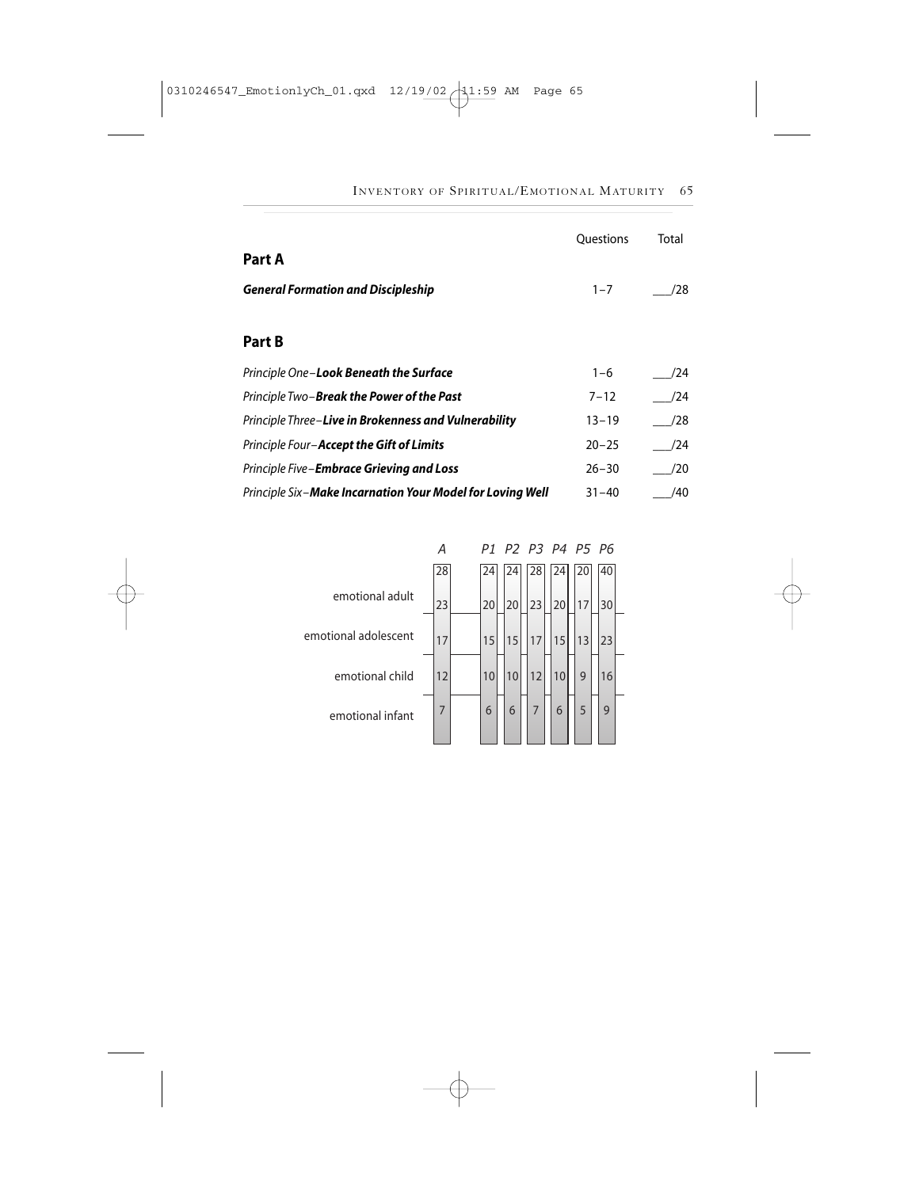| | Questions | Total |
|---|---|---|
| **Part A** | | |
| ***General Formation and Discipleship*** | 1–7 | ___/28 |
| **Part B** | | |
| *Principle One–**Look Beneath the Surface*** | 1–6 | ___/24 |
| *Principle Two–**Break the Power of the Past*** | 7–12 | ___/24 |
| *Principle Three–**Live in Brokenness and Vulnerability*** | 13–19 | ___/28 |
| *Principle Four–**Accept the Gift of Limits*** | 20–25 | ___/24 |
| *Principle Five–**Embrace Grieving and Loss*** | 26–30 | ___/20 |
| *Principle Six–**Make Incarnation Your Model for Loving Well*** | 31–40 | ___/40 |

| | *A* | *P1* | *P2* | *P3* | *P4* | *P5* | *P6* |
|---|---|---|---|---|---|---|---|
| | 28 | 24 | 24 | 28 | 24 | 20 | 40 |
| emotional adult | 23 | 20 | 20 | 23 | 20 | 17 | 30 |
| emotional adolescent | 17 | 15 | 15 | 17 | 15 | 13 | 23 |
| emotional child | 12 | 10 | 10 | 12 | 10 | 9 | 16 |
| emotional infant | 7 | 6 | 6 | 7 | 6 | 5 | 9 |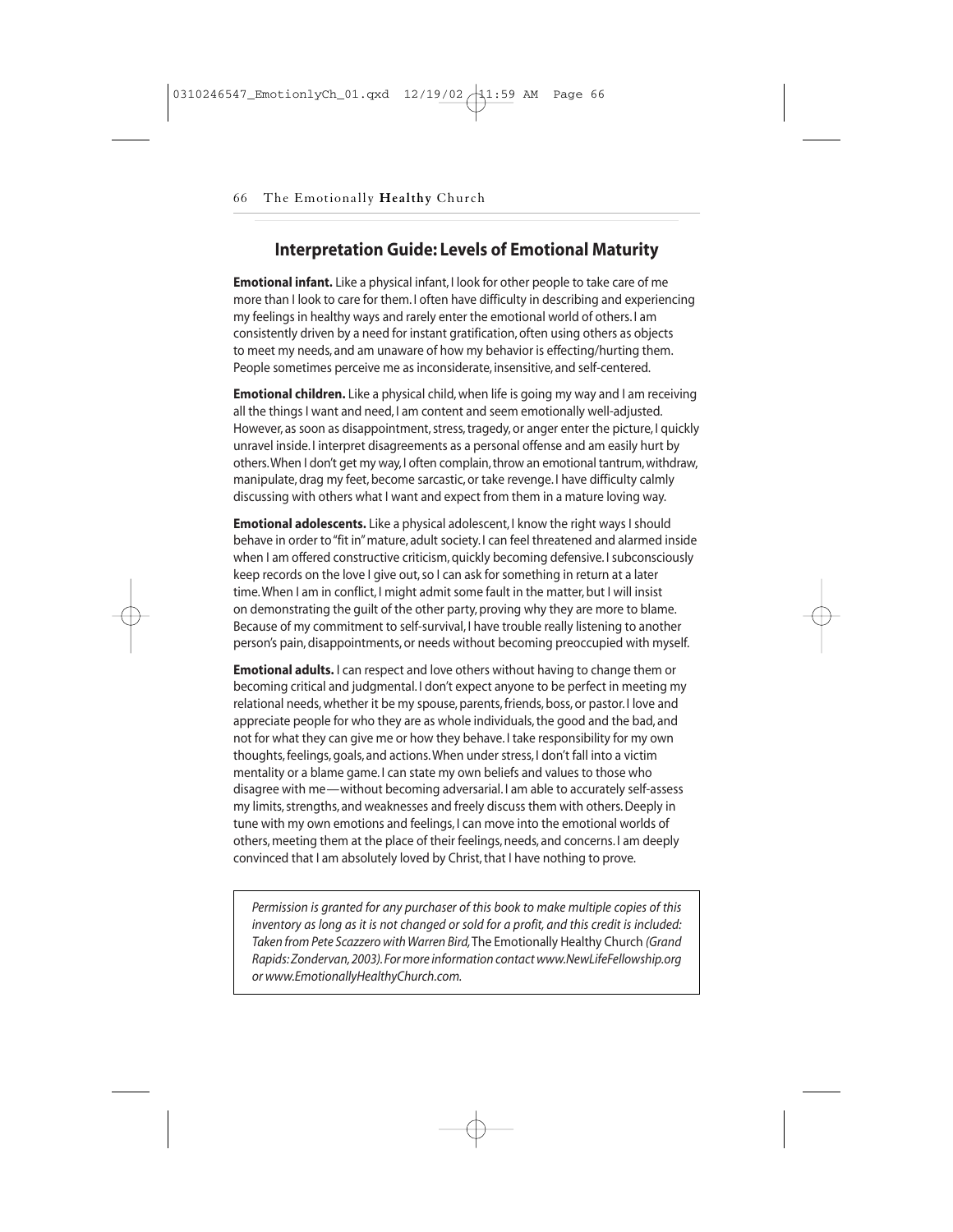## Interpretation Guide: Levels of Emotional Maturity

**Emotional infant.** Like a physical infant, I look for other people to take care of me more than I look to care for them. I often have difficulty in describing and experiencing my feelings in healthy ways and rarely enter the emotional world of others. I am consistently driven by a need for instant gratification, often using others as objects to meet my needs, and am unaware of how my behavior is effecting/hurting them. People sometimes perceive me as inconsiderate, insensitive, and self-centered.

**Emotional children.** Like a physical child, when life is going my way and I am receiving all the things I want and need, I am content and seem emotionally well-adjusted. However, as soon as disappointment, stress, tragedy, or anger enter the picture, I quickly unravel inside. I interpret disagreements as a personal offense and am easily hurt by others. When I don't get my way, I often complain, throw an emotional tantrum, withdraw, manipulate, drag my feet, become sarcastic, or take revenge. I have difficulty calmly discussing with others what I want and expect from them in a mature loving way.

**Emotional adolescents.** Like a physical adolescent, I know the right ways I should behave in order to "fit in" mature, adult society. I can feel threatened and alarmed inside when I am offered constructive criticism, quickly becoming defensive. I subconsciously keep records on the love I give out, so I can ask for something in return at a later time. When I am in conflict, I might admit some fault in the matter, but I will insist on demonstrating the guilt of the other party, proving why they are more to blame. Because of my commitment to self-survival, I have trouble really listening to another person's pain, disappointments, or needs without becoming preoccupied with myself.

**Emotional adults.** I can respect and love others without having to change them or becoming critical and judgmental. I don't expect anyone to be perfect in meeting my relational needs, whether it be my spouse, parents, friends, boss, or pastor. I love and appreciate people for who they are as whole individuals, the good and the bad, and not for what they can give me or how they behave. I take responsibility for my own thoughts, feelings, goals, and actions. When under stress, I don't fall into a victim mentality or a blame game. I can state my own beliefs and values to those who disagree with me—without becoming adversarial. I am able to accurately self-assess my limits, strengths, and weaknesses and freely discuss them with others. Deeply in tune with my own emotions and feelings, I can move into the emotional worlds of others, meeting them at the place of their feelings, needs, and concerns. I am deeply convinced that I am absolutely loved by Christ, that I have nothing to prove.

*Permission is granted for any purchaser of this book to make multiple copies of this inventory as long as it is not changed or sold for a profit, and this credit is included: Taken from Pete Scazzero with Warren Bird,* The Emotionally Healthy Church *(Grand Rapids: Zondervan, 2003). For more information contact www.NewLifeFellowship.org or www.EmotionallyHealthyChurch.com.*